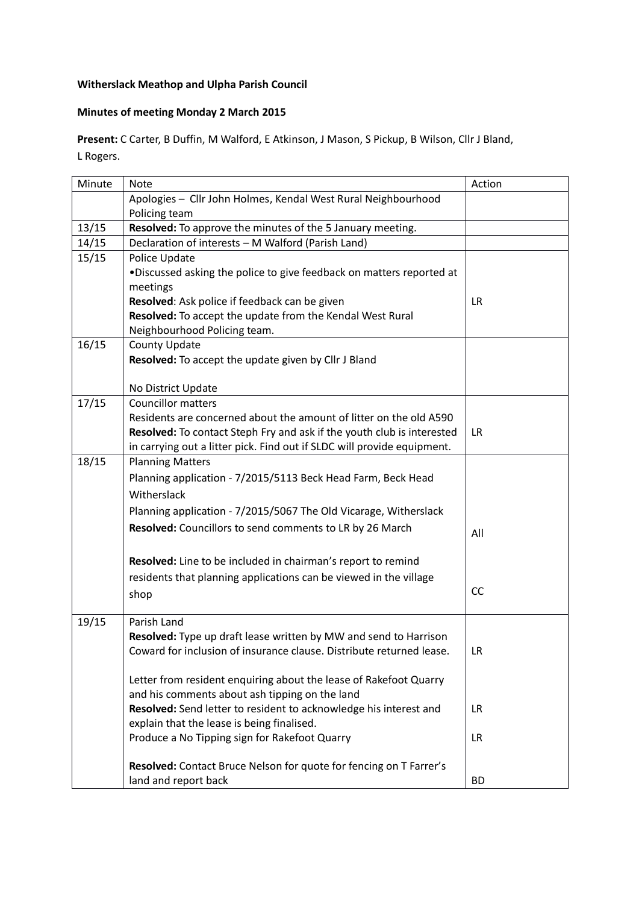**Witherslack Meathop and Ulpha Parish Council**

**Minutes of meeting Monday 2 March 2015**

**Present:** C Carter, B Duffin, M Walford, E Atkinson, J Mason, S Pickup, B Wilson, Cllr J Bland, L Rogers.

| Minute | Note | Action |
|---|---|---|
| | Apologies – Cllr John Holmes, Kendal West Rural Neighbourhood Policing team | |
| 13/15 | **Resolved:** To approve the minutes of the 5 January meeting. | |
| 14/15 | Declaration of interests – M Walford (Parish Land) | |
| 15/15 | Police Update<br>•Discussed asking the police to give feedback on matters reported at meetings<br>**Resolved**: Ask police if feedback can be given<br>**Resolved:** To accept the update from the Kendal West Rural Neighbourhood Policing team. | <br><br><br>LR |
| 16/15 | County Update<br>**Resolved:** To accept the update given by Cllr J Bland<br><br>No District Update | |
| 17/15 | Councillor matters<br>Residents are concerned about the amount of litter on the old A590<br>**Resolved:** To contact Steph Fry and ask if the youth club is interested in carrying out a litter pick. Find out if SLDC will provide equipment. | <br><br>LR |
| 18/15 | Planning Matters<br>Planning application - 7/2015/5113 Beck Head Farm, Beck Head Witherslack<br>Planning application - 7/2015/5067 The Old Vicarage, Witherslack<br>**Resolved:** Councillors to send comments to LR by 26 March<br><br>**Resolved:** Line to be included in chairman's report to remind residents that planning applications can be viewed in the village shop | <br><br><br><br>All<br><br><br><br>CC |
| 19/15 | Parish Land<br>**Resolved:** Type up draft lease written by MW and send to Harrison Coward for inclusion of insurance clause. Distribute returned lease.<br><br>Letter from resident enquiring about the lease of Rakefoot Quarry and his comments about ash tipping on the land<br>**Resolved:** Send letter to resident to acknowledge his interest and explain that the lease is being finalised.<br>Produce a No Tipping sign for Rakefoot Quarry<br><br>**Resolved:** Contact Bruce Nelson for quote for fencing on T Farrer's land and report back | <br><br>LR<br><br><br><br>LR<br><br>LR<br><br><br>BD |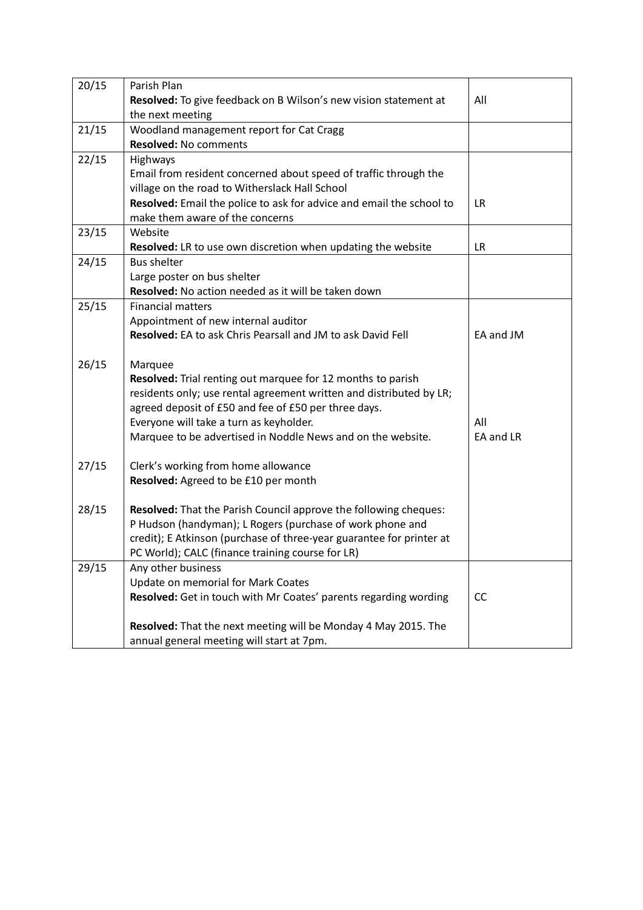| | | |
|---|---|---|
| 20/15 | Parish Plan<br>**Resolved:** To give feedback on B Wilson's new vision statement at the next meeting | All |
| 21/15 | Woodland management report for Cat Cragg<br>**Resolved:** No comments | |
| 22/15 | Highways<br>Email from resident concerned about speed of traffic through the village on the road to Witherslack Hall School<br>**Resolved:** Email the police to ask for advice and email the school to make them aware of the concerns | LR |
| 23/15 | Website<br>**Resolved:** LR to use own discretion when updating the website | LR |
| 24/15 | Bus shelter<br>Large poster on bus shelter<br>**Resolved:** No action needed as it will be taken down | |
| 25/15 | Financial matters<br>Appointment of new internal auditor<br>**Resolved:** EA to ask Chris Pearsall and JM to ask David Fell | EA and JM |
| 26/15 | Marquee<br>**Resolved:** Trial renting out marquee for 12 months to parish residents only; use rental agreement written and distributed by LR; agreed deposit of £50 and fee of £50 per three days.<br>Everyone will take a turn as keyholder.<br>Marquee to be advertised in Noddle News and on the website. | All<br>EA and LR |
| 27/15 | Clerk's working from home allowance<br>**Resolved:** Agreed to be £10 per month | |
| 28/15 | **Resolved:** That the Parish Council approve the following cheques: P Hudson (handyman); L Rogers (purchase of work phone and credit); E Atkinson (purchase of three-year guarantee for printer at PC World); CALC (finance training course for LR) | |
| 29/15 | Any other business<br>Update on memorial for Mark Coates<br>**Resolved:** Get in touch with Mr Coates' parents regarding wording<br><br>**Resolved:** That the next meeting will be Monday 4 May 2015. The annual general meeting will start at 7pm. | CC |